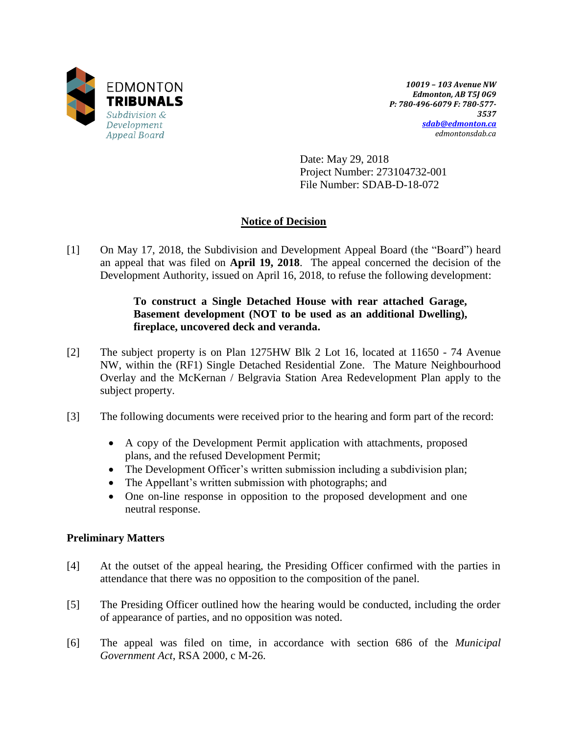EDMONTON
**TRIBUNALS**
*Subdivision & Development Appeal Board*

*10019 – 103 Avenue NW*
*Edmonton, AB T5J 0G9*
*P: 780-496-6079 F: 780-577-3537*
*sdab@edmonton.ca*
*edmontonsdab.ca*

Date: May 29, 2018
Project Number: 273104732-001
File Number: SDAB-D-18-072

## Notice of Decision

[1] On May 17, 2018, the Subdivision and Development Appeal Board (the "Board") heard an appeal that was filed on **April 19, 2018**. The appeal concerned the decision of the Development Authority, issued on April 16, 2018, to refuse the following development:

> **To construct a Single Detached House with rear attached Garage, Basement development (NOT to be used as an additional Dwelling), fireplace, uncovered deck and veranda.**

[2] The subject property is on Plan 1275HW Blk 2 Lot 16, located at 11650 - 74 Avenue NW, within the (RF1) Single Detached Residential Zone. The Mature Neighbourhood Overlay and the McKernan / Belgravia Station Area Redevelopment Plan apply to the subject property.

[3] The following documents were received prior to the hearing and form part of the record:

- A copy of the Development Permit application with attachments, proposed plans, and the refused Development Permit;
- The Development Officer's written submission including a subdivision plan;
- The Appellant's written submission with photographs; and
- One on-line response in opposition to the proposed development and one neutral response.

### Preliminary Matters

[4] At the outset of the appeal hearing, the Presiding Officer confirmed with the parties in attendance that there was no opposition to the composition of the panel.

[5] The Presiding Officer outlined how the hearing would be conducted, including the order of appearance of parties, and no opposition was noted.

[6] The appeal was filed on time, in accordance with section 686 of the *Municipal Government Act*, RSA 2000, c M-26.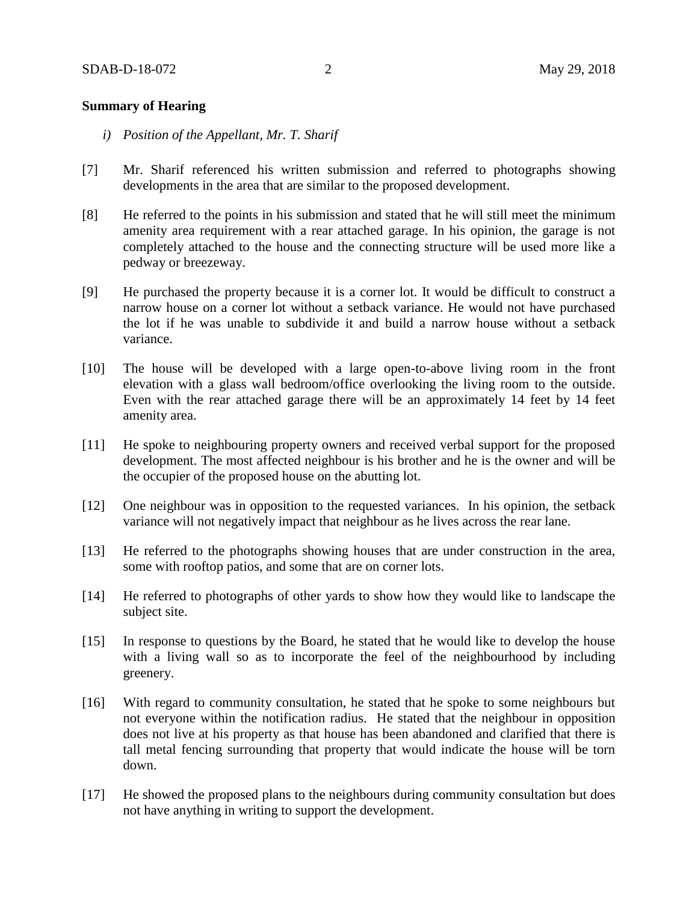**Summary of Hearing**

*i) Position of the Appellant, Mr. T. Sharif*

[7] Mr. Sharif referenced his written submission and referred to photographs showing developments in the area that are similar to the proposed development.

[8] He referred to the points in his submission and stated that he will still meet the minimum amenity area requirement with a rear attached garage. In his opinion, the garage is not completely attached to the house and the connecting structure will be used more like a pedway or breezeway.

[9] He purchased the property because it is a corner lot. It would be difficult to construct a narrow house on a corner lot without a setback variance. He would not have purchased the lot if he was unable to subdivide it and build a narrow house without a setback variance.

[10] The house will be developed with a large open-to-above living room in the front elevation with a glass wall bedroom/office overlooking the living room to the outside. Even with the rear attached garage there will be an approximately 14 feet by 14 feet amenity area.

[11] He spoke to neighbouring property owners and received verbal support for the proposed development. The most affected neighbour is his brother and he is the owner and will be the occupier of the proposed house on the abutting lot.

[12] One neighbour was in opposition to the requested variances. In his opinion, the setback variance will not negatively impact that neighbour as he lives across the rear lane.

[13] He referred to the photographs showing houses that are under construction in the area, some with rooftop patios, and some that are on corner lots.

[14] He referred to photographs of other yards to show how they would like to landscape the subject site.

[15] In response to questions by the Board, he stated that he would like to develop the house with a living wall so as to incorporate the feel of the neighbourhood by including greenery.

[16] With regard to community consultation, he stated that he spoke to some neighbours but not everyone within the notification radius. He stated that the neighbour in opposition does not live at his property as that house has been abandoned and clarified that there is tall metal fencing surrounding that property that would indicate the house will be torn down.

[17] He showed the proposed plans to the neighbours during community consultation but does not have anything in writing to support the development.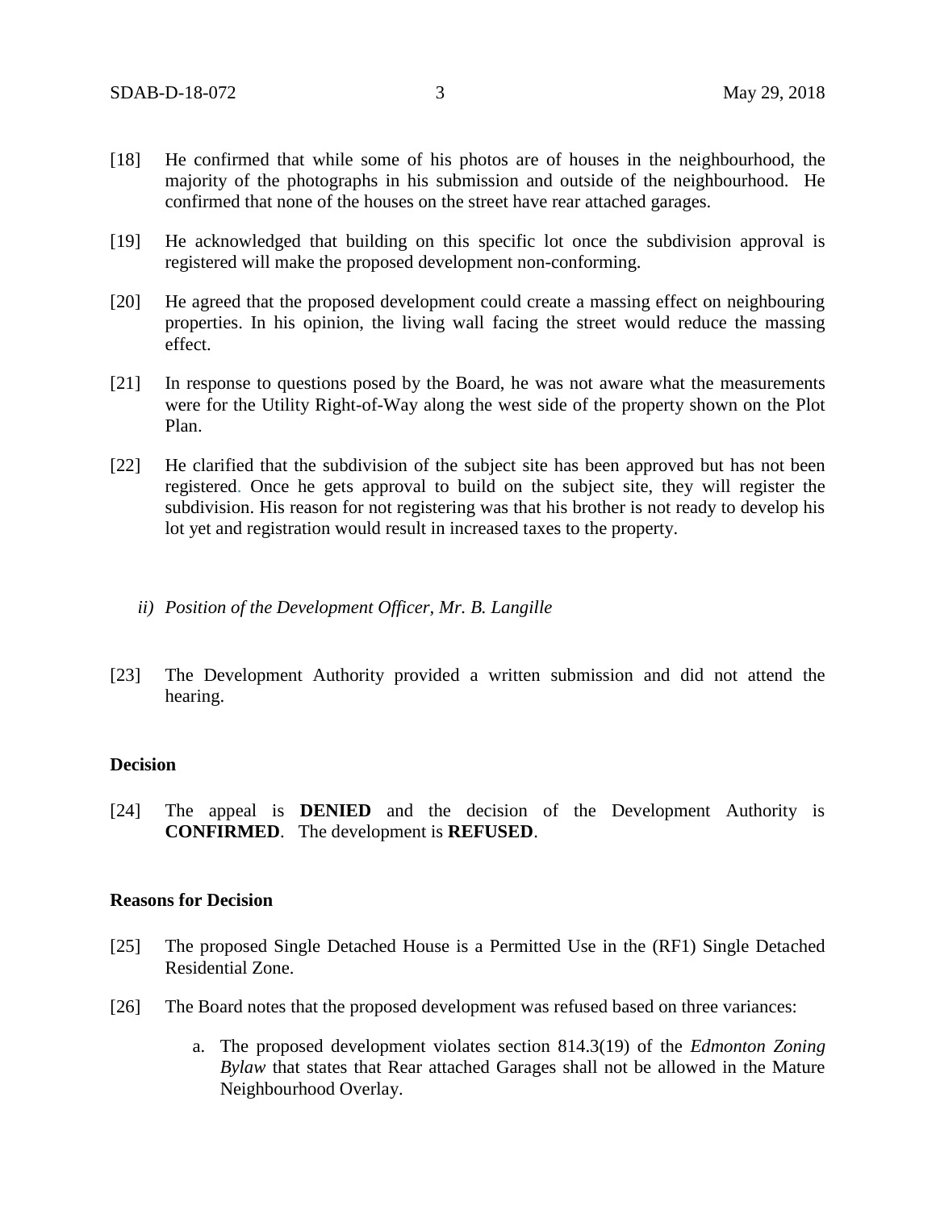[18] He confirmed that while some of his photos are of houses in the neighbourhood, the majority of the photographs in his submission and outside of the neighbourhood. He confirmed that none of the houses on the street have rear attached garages.

[19] He acknowledged that building on this specific lot once the subdivision approval is registered will make the proposed development non-conforming.

[20] He agreed that the proposed development could create a massing effect on neighbouring properties. In his opinion, the living wall facing the street would reduce the massing effect.

[21] In response to questions posed by the Board, he was not aware what the measurements were for the Utility Right-of-Way along the west side of the property shown on the Plot Plan.

[22] He clarified that the subdivision of the subject site has been approved but has not been registered. Once he gets approval to build on the subject site, they will register the subdivision. His reason for not registering was that his brother is not ready to develop his lot yet and registration would result in increased taxes to the property.

*ii) Position of the Development Officer, Mr. B. Langille*

[23] The Development Authority provided a written submission and did not attend the hearing.

**Decision**

[24] The appeal is **DENIED** and the decision of the Development Authority is **CONFIRMED**. The development is **REFUSED**.

**Reasons for Decision**

[25] The proposed Single Detached House is a Permitted Use in the (RF1) Single Detached Residential Zone.

[26] The Board notes that the proposed development was refused based on three variances:

a. The proposed development violates section 814.3(19) of the *Edmonton Zoning Bylaw* that states that Rear attached Garages shall not be allowed in the Mature Neighbourhood Overlay.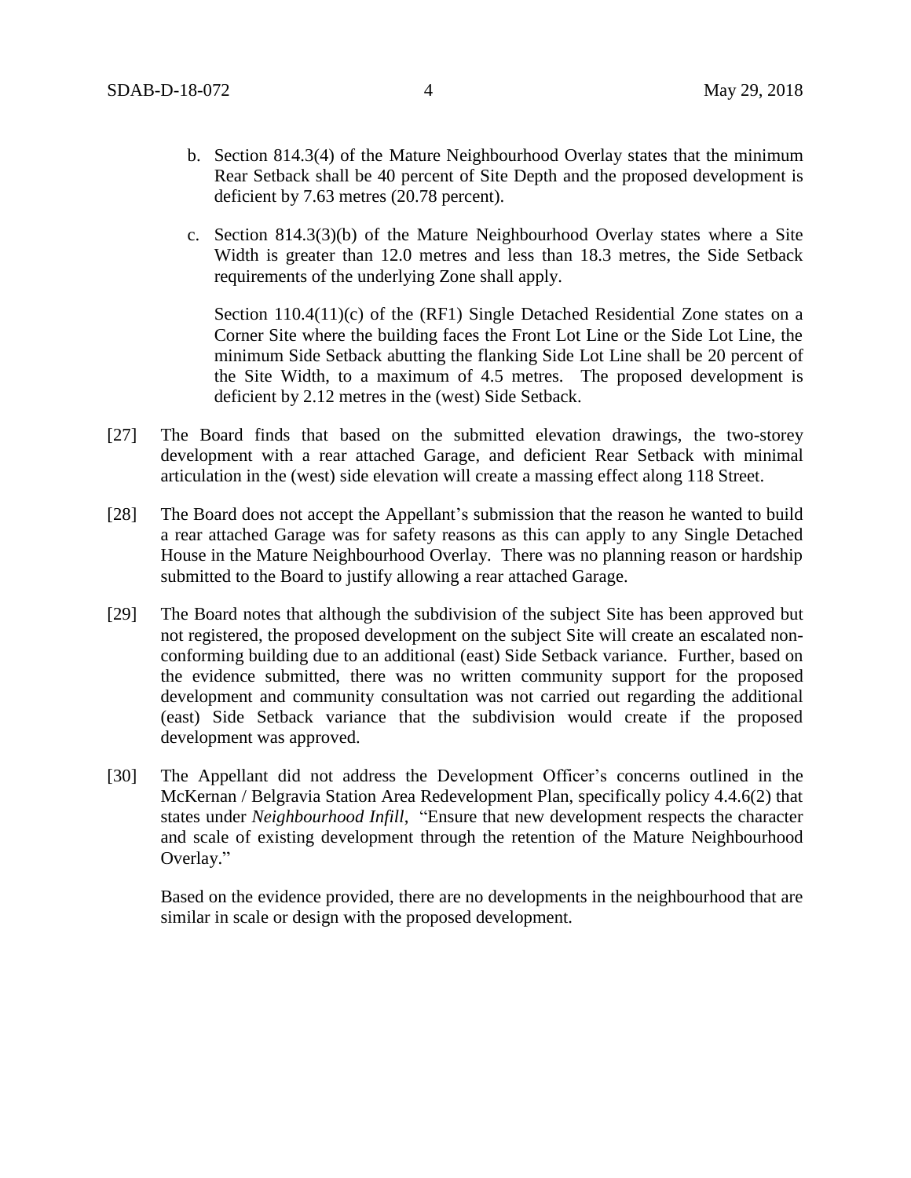b. Section 814.3(4) of the Mature Neighbourhood Overlay states that the minimum Rear Setback shall be 40 percent of Site Depth and the proposed development is deficient by 7.63 metres (20.78 percent).

c. Section 814.3(3)(b) of the Mature Neighbourhood Overlay states where a Site Width is greater than 12.0 metres and less than 18.3 metres, the Side Setback requirements of the underlying Zone shall apply.

   Section 110.4(11)(c) of the (RF1) Single Detached Residential Zone states on a Corner Site where the building faces the Front Lot Line or the Side Lot Line, the minimum Side Setback abutting the flanking Side Lot Line shall be 20 percent of the Site Width, to a maximum of 4.5 metres. The proposed development is deficient by 2.12 metres in the (west) Side Setback.

[27] The Board finds that based on the submitted elevation drawings, the two-storey development with a rear attached Garage, and deficient Rear Setback with minimal articulation in the (west) side elevation will create a massing effect along 118 Street.

[28] The Board does not accept the Appellant's submission that the reason he wanted to build a rear attached Garage was for safety reasons as this can apply to any Single Detached House in the Mature Neighbourhood Overlay. There was no planning reason or hardship submitted to the Board to justify allowing a rear attached Garage.

[29] The Board notes that although the subdivision of the subject Site has been approved but not registered, the proposed development on the subject Site will create an escalated non-conforming building due to an additional (east) Side Setback variance. Further, based on the evidence submitted, there was no written community support for the proposed development and community consultation was not carried out regarding the additional (east) Side Setback variance that the subdivision would create if the proposed development was approved.

[30] The Appellant did not address the Development Officer's concerns outlined in the McKernan / Belgravia Station Area Redevelopment Plan, specifically policy 4.4.6(2) that states under *Neighbourhood Infill*, "Ensure that new development respects the character and scale of existing development through the retention of the Mature Neighbourhood Overlay."

Based on the evidence provided, there are no developments in the neighbourhood that are similar in scale or design with the proposed development.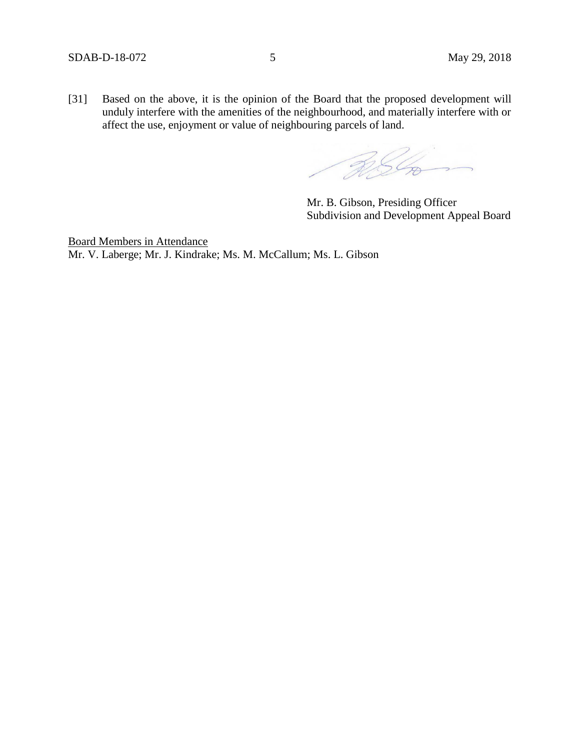[31] Based on the above, it is the opinion of the Board that the proposed development will unduly interfere with the amenities of the neighbourhood, and materially interfere with or affect the use, enjoyment or value of neighbouring parcels of land.

Mr. B. Gibson, Presiding Officer
Subdivision and Development Appeal Board

Board Members in Attendance
Mr. V. Laberge; Mr. J. Kindrake; Ms. M. McCallum; Ms. L. Gibson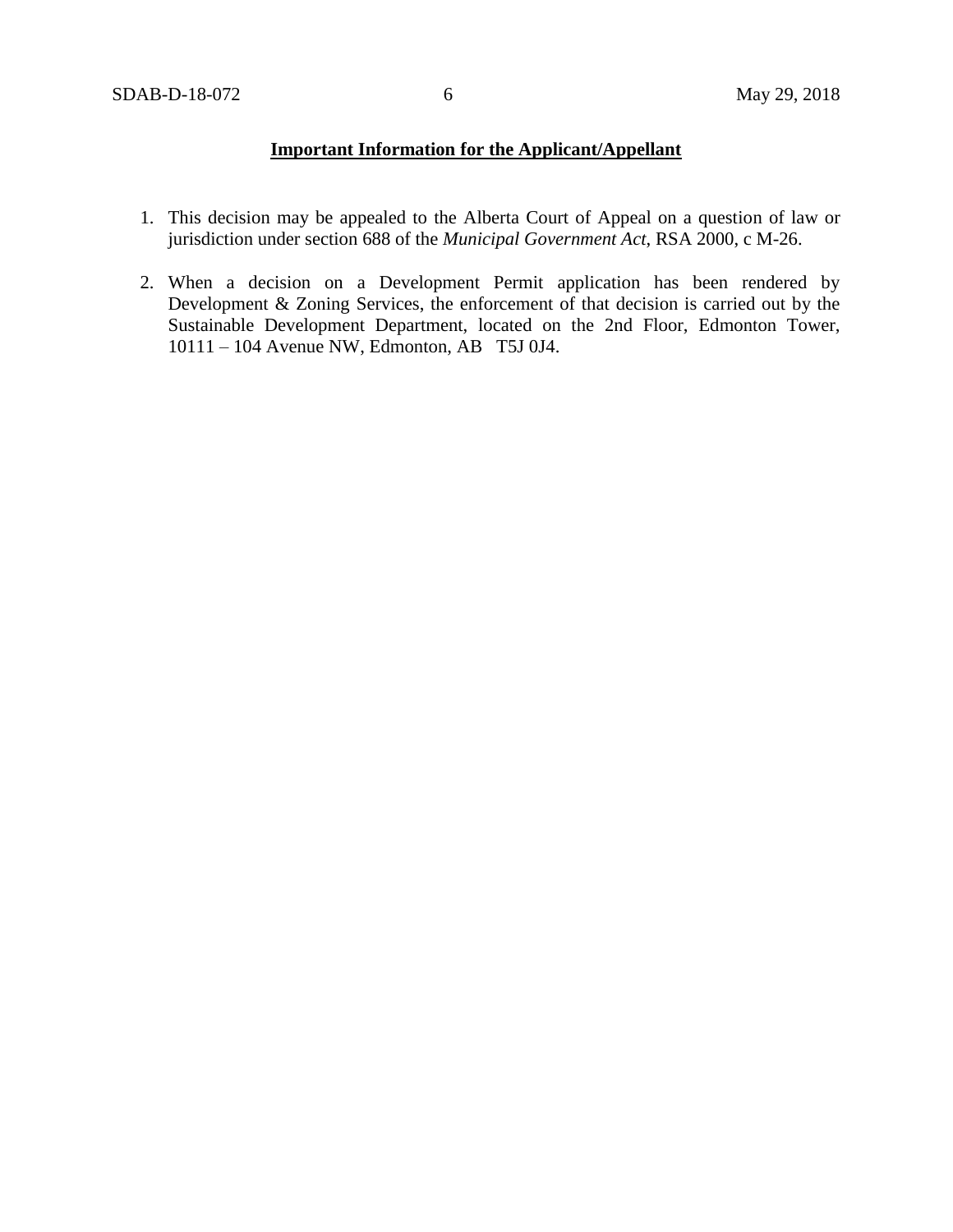**Important Information for the Applicant/Appellant**

1. This decision may be appealed to the Alberta Court of Appeal on a question of law or jurisdiction under section 688 of the *Municipal Government Act*, RSA 2000, c M-26.

2. When a decision on a Development Permit application has been rendered by Development & Zoning Services, the enforcement of that decision is carried out by the Sustainable Development Department, located on the 2nd Floor, Edmonton Tower, 10111 – 104 Avenue NW, Edmonton, AB T5J 0J4.